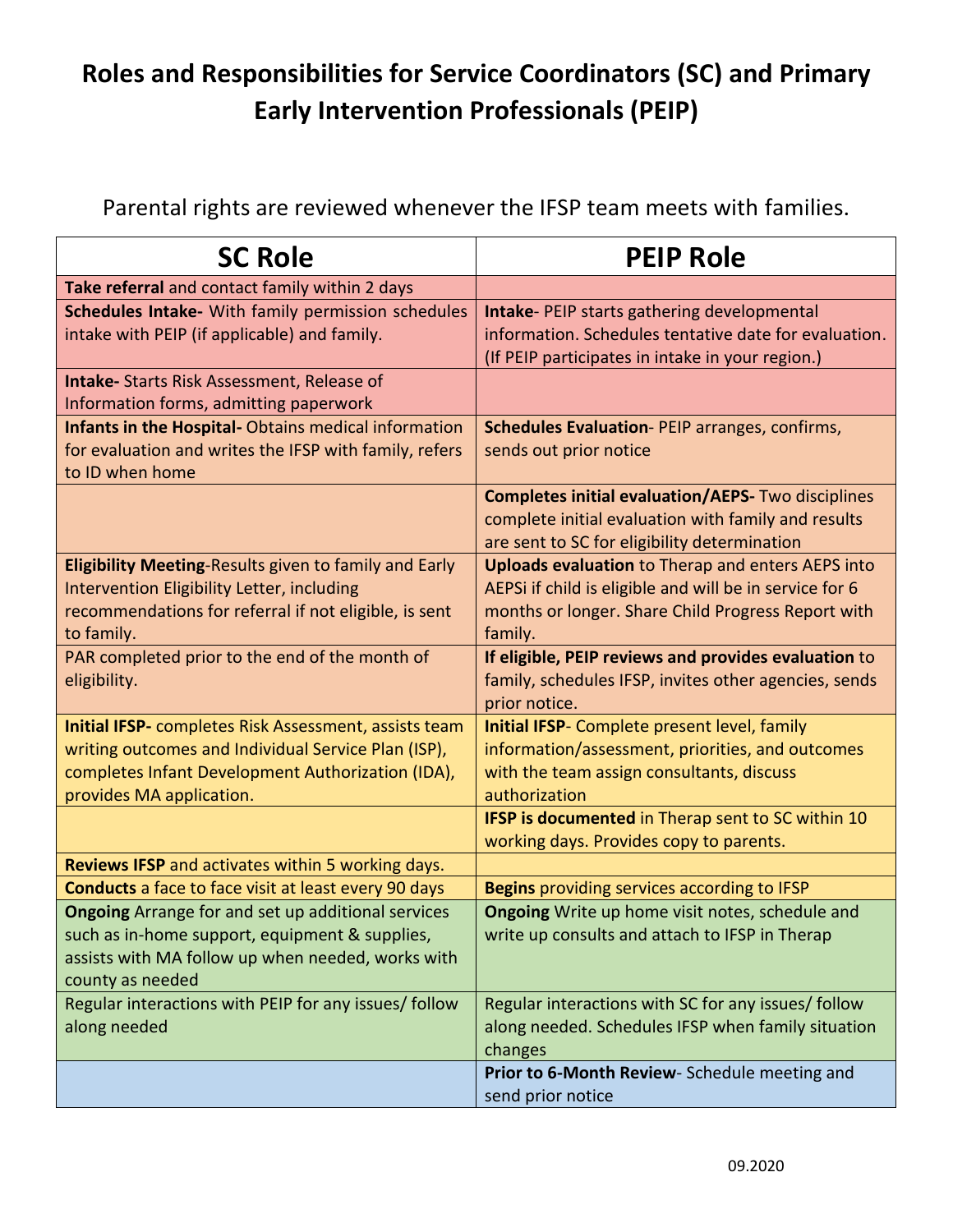# Roles and Responsibilities for Service Coordinators (SC) and Primary Early Intervention Professionals (PEIP)

Parental rights are reviewed whenever the IFSP team meets with families.

| SC Role | PEIP Role |
|---|---|
| **Take referral** and contact family within 2 days | |
| **Schedules Intake-** With family permission schedules intake with PEIP (if applicable) and family. | **Intake**- PEIP starts gathering developmental information. Schedules tentative date for evaluation. (If PEIP participates in intake in your region.) |
| **Intake-** Starts Risk Assessment, Release of Information forms, admitting paperwork | |
| **Infants in the Hospital-** Obtains medical information for evaluation and writes the IFSP with family, refers to ID when home | **Schedules Evaluation**- PEIP arranges, confirms, sends out prior notice |
| | **Completes initial evaluation/AEPS-** Two disciplines complete initial evaluation with family and results are sent to SC for eligibility determination |
| **Eligibility Meeting**-Results given to family and Early Intervention Eligibility Letter, including recommendations for referral if not eligible, is sent to family. | **Uploads evaluation** to Therap and enters AEPS into AEPSi if child is eligible and will be in service for 6 months or longer. Share Child Progress Report with family. |
| PAR completed prior to the end of the month of eligibility. | **If eligible, PEIP reviews and provides evaluation** to family, schedules IFSP, invites other agencies, sends prior notice. |
| **Initial IFSP-** completes Risk Assessment, assists team writing outcomes and Individual Service Plan (ISP), completes Infant Development Authorization (IDA), provides MA application. | **Initial IFSP**- Complete present level, family information/assessment, priorities, and outcomes with the team assign consultants, discuss authorization |
| | **IFSP is documented** in Therap sent to SC within 10 working days. Provides copy to parents. |
| **Reviews IFSP** and activates within 5 working days. | |
| **Conducts** a face to face visit at least every 90 days | **Begins** providing services according to IFSP |
| **Ongoing** Arrange for and set up additional services such as in-home support, equipment & supplies, assists with MA follow up when needed, works with county as needed | **Ongoing** Write up home visit notes, schedule and write up consults and attach to IFSP in Therap |
| Regular interactions with PEIP for any issues/ follow along needed | Regular interactions with SC for any issues/ follow along needed. Schedules IFSP when family situation changes |
| | **Prior to 6-Month Review**- Schedule meeting and send prior notice |

09.2020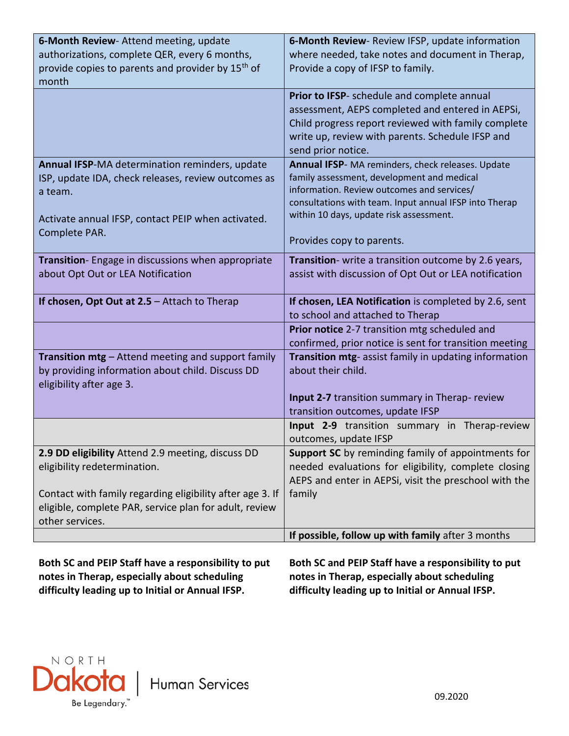| | |
|---|---|
| **6-Month Review**- Attend meeting, update authorizations, complete QER, every 6 months, provide copies to parents and provider by 15th of month | **6-Month Review**- Review IFSP, update information where needed, take notes and document in Therap, Provide a copy of IFSP to family. |
| | **Prior to IFSP**- schedule and complete annual assessment, AEPS completed and entered in AEPSi, Child progress report reviewed with family complete write up, review with parents. Schedule IFSP and send prior notice. |
| **Annual IFSP**-MA determination reminders, update ISP, update IDA, check releases, review outcomes as a team.<br><br>Activate annual IFSP, contact PEIP when activated. Complete PAR. | **Annual IFSP**- MA reminders, check releases. Update family assessment, development and medical information. Review outcomes and services/ consultations with team. Input annual IFSP into Therap within 10 days, update risk assessment.<br><br>Provides copy to parents. |
| **Transition**- Engage in discussions when appropriate about Opt Out or LEA Notification | **Transition**- write a transition outcome by 2.6 years, assist with discussion of Opt Out or LEA notification |
| **If chosen, Opt Out at 2.5** – Attach to Therap | **If chosen, LEA Notification** is completed by 2.6, sent to school and attached to Therap |
| | **Prior notice** 2-7 transition mtg scheduled and confirmed, prior notice is sent for transition meeting |
| **Transition mtg** – Attend meeting and support family by providing information about child. Discuss DD eligibility after age 3. | **Transition mtg**- assist family in updating information about their child.<br><br>**Input 2-7** transition summary in Therap- review transition outcomes, update IFSP |
| | **Input 2-9** transition summary in Therap-review outcomes, update IFSP |
| **2.9 DD eligibility** Attend 2.9 meeting, discuss DD eligibility redetermination.<br><br>Contact with family regarding eligibility after age 3. If eligible, complete PAR, service plan for adult, review other services. | **Support SC** by reminding family of appointments for needed evaluations for eligibility, complete closing AEPS and enter in AEPSi, visit the preschool with the family |
| | **If possible, follow up with family** after 3 months |

**Both SC and PEIP Staff have a responsibility to put notes in Therap, especially about scheduling difficulty leading up to Initial or Annual IFSP.**

**Both SC and PEIP Staff have a responsibility to put notes in Therap, especially about scheduling difficulty leading up to Initial or Annual IFSP.**

NORTH Dakota | Human Services
Be Legendary.™

09.2020